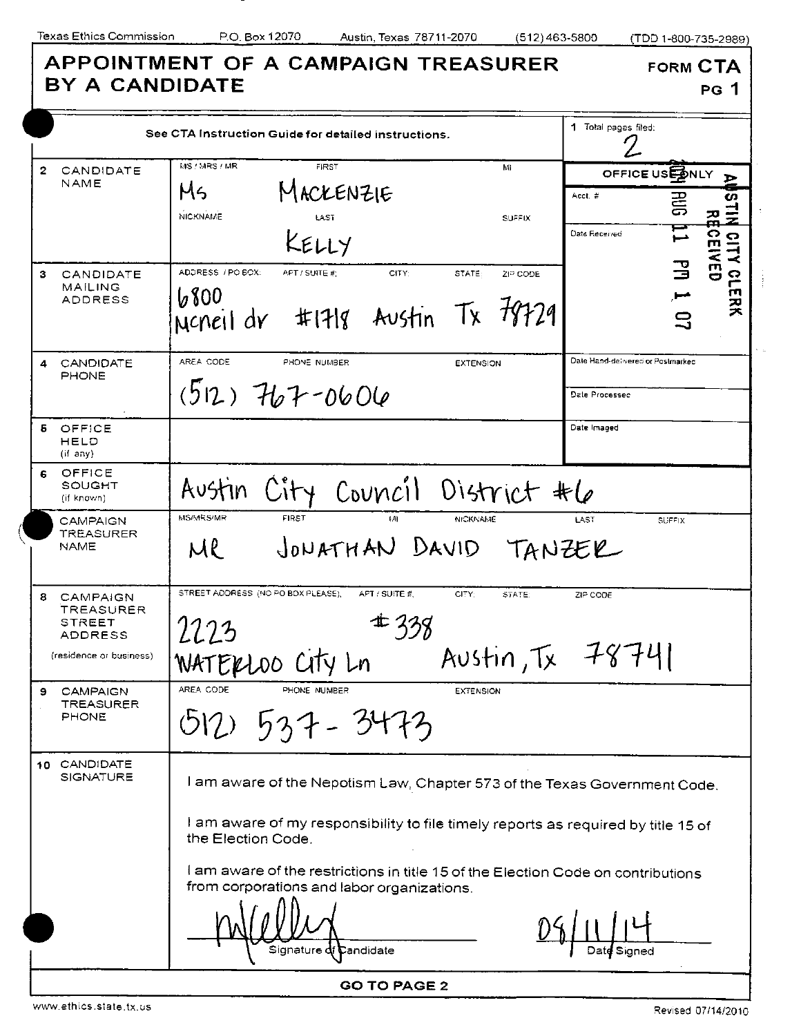Texas Ethics Commission P.O. Box 12070 Austin, Texas 78711-2070 (512) 463-5800 (TDD 1-800-735-2989)

# APPOINTMENT OF A CAMPAIGN TREASURER BY A CANDIDATE

**FORM CTA PG 1**

See CTA Instruction Guide for detailed instructions.

**1** Total pages filed: 2

**OFFICE USE ONLY**

Acct. #

Date Received

AUSTIN CITY CLERK RECEIVED 2014 AUG 11 PM 1 07

Date Hand-delivered or Postmarked

Date Processed

Date Imaged

| | |
|---|---|
| **2 CANDIDATE NAME** | MS / MRS / MR: Ms FIRST: MACKENZIE MI: NICKNAME: LAST: KELLY SUFFIX: |
| **3 CANDIDATE MAILING ADDRESS** | ADDRESS / PO BOX: 6800 Mcneil dr APT / SUITE #: #1718 CITY: Austin STATE: Tx ZIP CODE: 78729 |
| **4 CANDIDATE PHONE** | AREA CODE: (512) PHONE NUMBER: 767-0606 EXTENSION: |
| **5 OFFICE HELD** (if any) | |
| **6 OFFICE SOUGHT** (if known) | Austin City Council District #6 |
| **7 CAMPAIGN TREASURER NAME** | MS/MRS/MR: MR FIRST: JONATHAN MI: DAVID NICKNAME: LAST: TANZER SUFFIX: |
| **8 CAMPAIGN TREASURER STREET ADDRESS** (residence or business) | STREET ADDRESS (NO PO BOX PLEASE): 2223 WATERLOO City Ln APT / SUITE #: #338 CITY: Austin STATE: Tx ZIP CODE: 78741 |
| **9 CAMPAIGN TREASURER PHONE** | AREA CODE: (512) PHONE NUMBER: 537-3473 EXTENSION: |

**10 CANDIDATE SIGNATURE**

I am aware of the Nepotism Law, Chapter 573 of the Texas Government Code.

I am aware of my responsibility to file timely reports as required by title 15 of the Election Code.

I am aware of the restrictions in title 15 of the Election Code on contributions from corporations and labor organizations.

[Signature] — Signature of Candidate

08/11/14 — Date Signed

**GO TO PAGE 2**

www.ethics.state.tx.us Revised 07/14/2010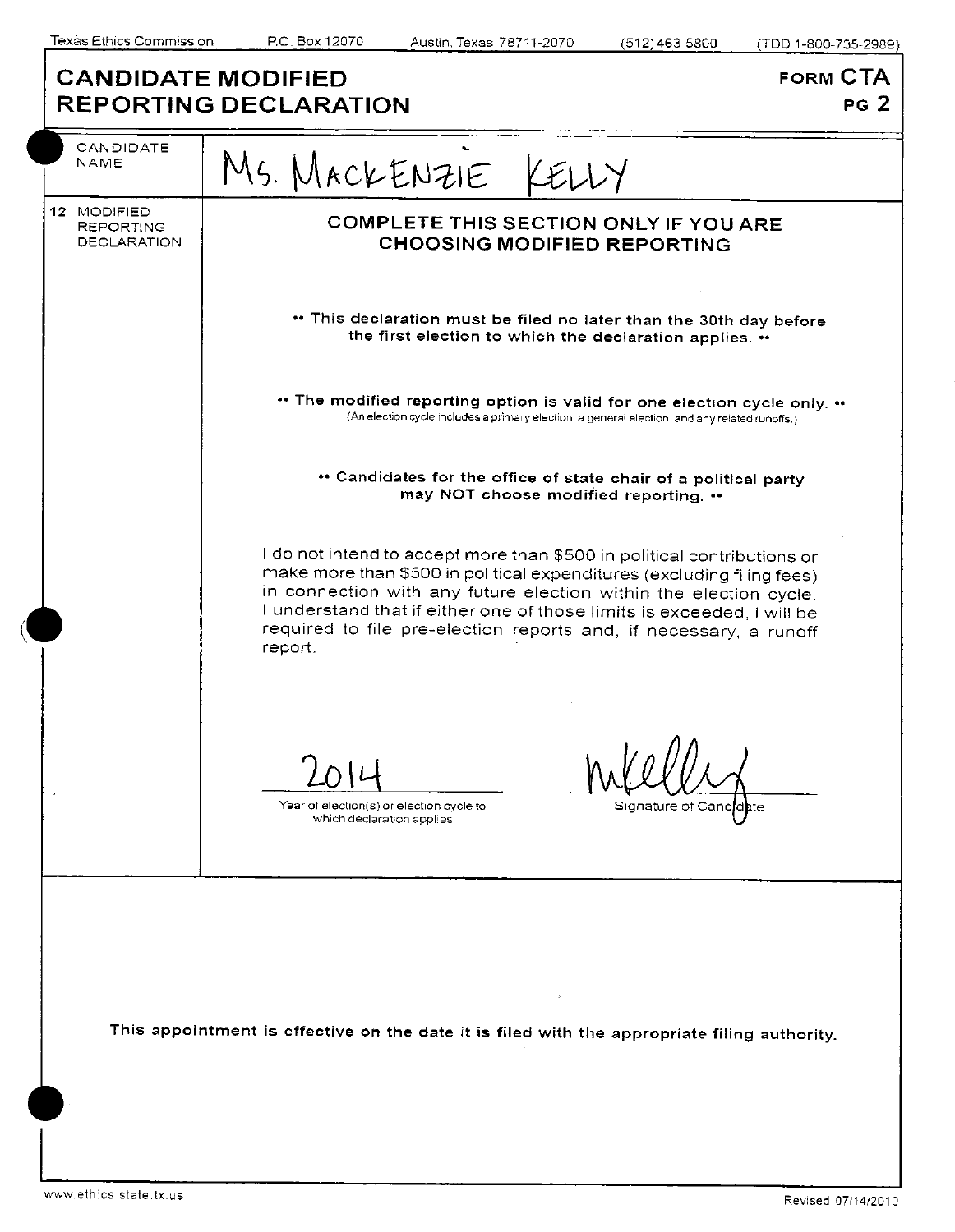Texas Ethics Commission P.O. Box 12070 Austin, Texas 78711-2070 (512) 463-5800 (TDD 1-800-735-2989)

# CANDIDATE MODIFIED REPORTING DECLARATION

**FORM CTA**
**PG 2**

| | |
|---|---|
| CANDIDATE NAME | MS. MACKENZIE KELLY |
| 12 MODIFIED REPORTING DECLARATION | **COMPLETE THIS SECTION ONLY IF YOU ARE CHOOSING MODIFIED REPORTING** |

**•• This declaration must be filed no later than the 30th day before the first election to which the declaration applies. ••**

**•• The modified reporting option is valid for one election cycle only. ••**
(An election cycle includes a primary election, a general election, and any related runoffs.)

**•• Candidates for the office of state chair of a political party may NOT choose modified reporting. ••**

I do not intend to accept more than $500 in political contributions or make more than $500 in political expenditures (excluding filing fees) in connection with any future election within the election cycle. I understand that if either one of those limits is exceeded, I will be required to file pre-election reports and, if necessary, a runoff report.

2014
Year of election(s) or election cycle to which declaration applies

mKelly
Signature of Candidate

**This appointment is effective on the date it is filed with the appropriate filing authority.**

www.ethics.state.tx.us

Revised 07/14/2010